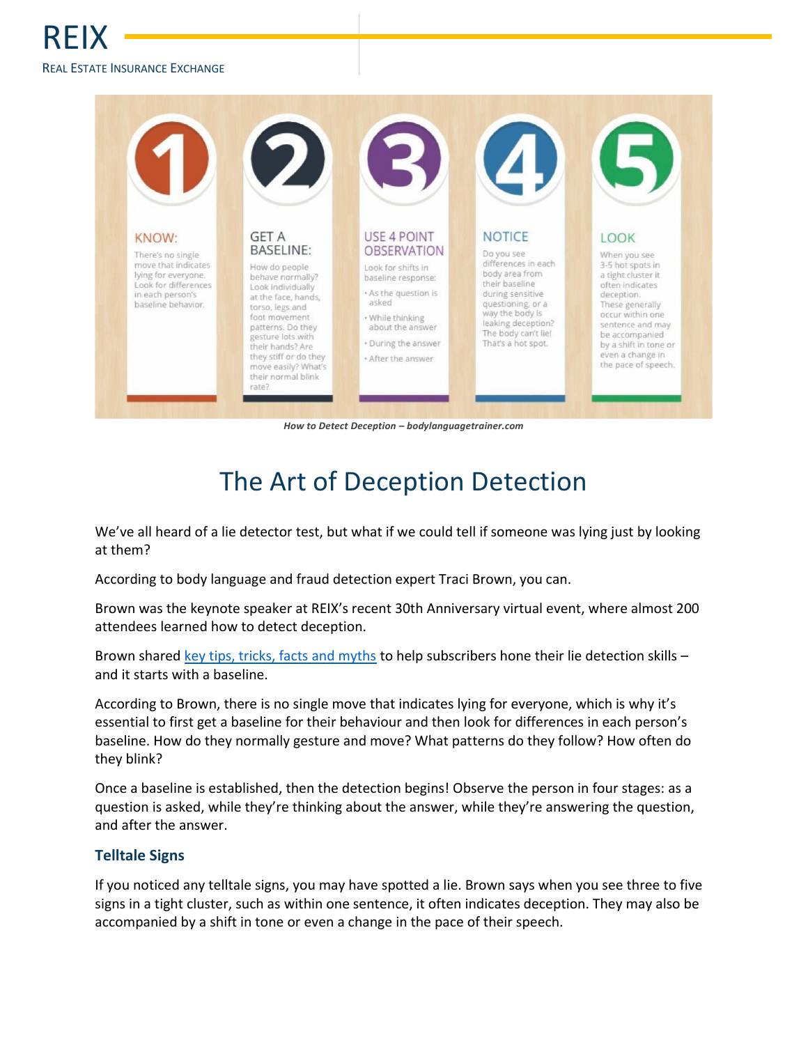# REIX

REAL ESTATE INSURANCE EXCHANGE

1 KNOW: There's no single move that indicates lying for everyone. Look for differences in each person's baseline behavior.

2 GET A BASELINE: How do people behave normally? Look individually at the face, hands, torso, legs and foot movement patterns. Do they gesture lots with their hands? Are they stiff or do they move easily? What's their normal blink rate?

3 USE 4 POINT OBSERVATION: Look for shifts in baseline response:
- As the question is asked
- While thinking about the answer
- During the answer
- After the answer

4 NOTICE: Do you see differences in each body area from their baseline during sensitive questioning, or a way the body is leaking deception? The body can't lie! That's a hot spot.

5 LOOK: When you see 3-5 hot spots in a tight cluster it often indicates deception. These generally occur within one sentence and may be accompanied by a shift in tone or even a change in the pace of speech.

***How to Detect Deception – bodylanguagetrainer.com***

## The Art of Deception Detection

We've all heard of a lie detector test, but what if we could tell if someone was lying just by looking at them?

According to body language and fraud detection expert Traci Brown, you can.

Brown was the keynote speaker at REIX's recent 30th Anniversary virtual event, where almost 200 attendees learned how to detect deception.

Brown shared key tips, tricks, facts and myths to help subscribers hone their lie detection skills – and it starts with a baseline.

According to Brown, there is no single move that indicates lying for everyone, which is why it's essential to first get a baseline for their behaviour and then look for differences in each person's baseline. How do they normally gesture and move? What patterns do they follow? How often do they blink?

Once a baseline is established, then the detection begins! Observe the person in four stages: as a question is asked, while they're thinking about the answer, while they're answering the question, and after the answer.

### Telltale Signs

If you noticed any telltale signs, you may have spotted a lie. Brown says when you see three to five signs in a tight cluster, such as within one sentence, it often indicates deception. They may also be accompanied by a shift in tone or even a change in the pace of their speech.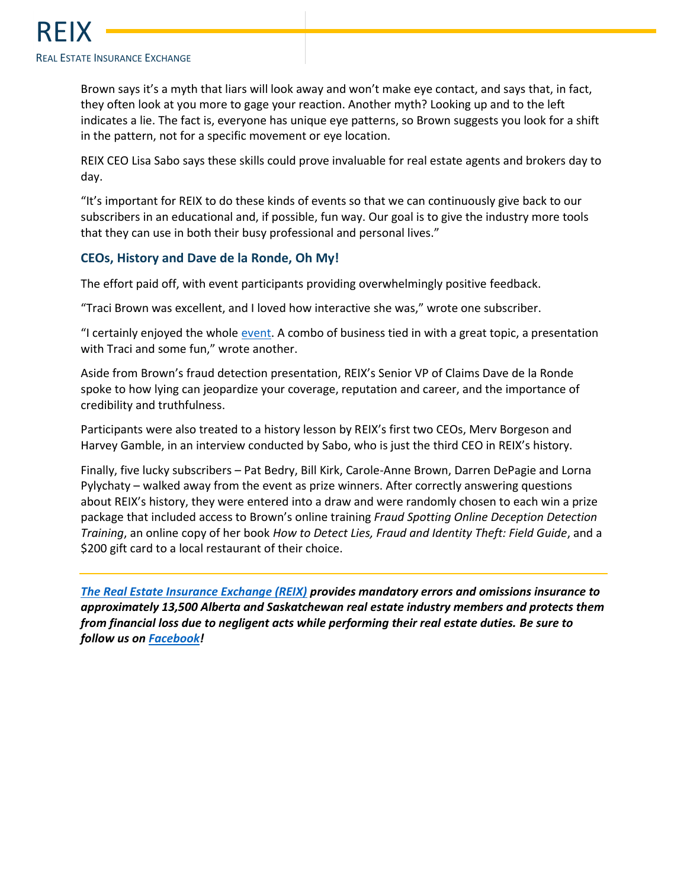Brown says it's a myth that liars will look away and won't make eye contact, and says that, in fact, they often look at you more to gage your reaction. Another myth? Looking up and to the left indicates a lie. The fact is, everyone has unique eye patterns, so Brown suggests you look for a shift in the pattern, not for a specific movement or eye location.

REIX CEO Lisa Sabo says these skills could prove invaluable for real estate agents and brokers day to day.

"It's important for REIX to do these kinds of events so that we can continuously give back to our subscribers in an educational and, if possible, fun way. Our goal is to give the industry more tools that they can use in both their busy professional and personal lives."

### CEOs, History and Dave de la Ronde, Oh My!

The effort paid off, with event participants providing overwhelmingly positive feedback.

"Traci Brown was excellent, and I loved how interactive she was," wrote one subscriber.

"I certainly enjoyed the whole event. A combo of business tied in with a great topic, a presentation with Traci and some fun," wrote another.

Aside from Brown's fraud detection presentation, REIX's Senior VP of Claims Dave de la Ronde spoke to how lying can jeopardize your coverage, reputation and career, and the importance of credibility and truthfulness.

Participants were also treated to a history lesson by REIX's first two CEOs, Merv Borgeson and Harvey Gamble, in an interview conducted by Sabo, who is just the third CEO in REIX's history.

Finally, five lucky subscribers – Pat Bedry, Bill Kirk, Carole-Anne Brown, Darren DePagie and Lorna Pylychaty – walked away from the event as prize winners. After correctly answering questions about REIX's history, they were entered into a draw and were randomly chosen to each win a prize package that included access to Brown's online training *Fraud Spotting Online Deception Detection Training*, an online copy of her book *How to Detect Lies, Fraud and Identity Theft: Field Guide*, and a $200 gift card to a local restaurant of their choice.

---

***The Real Estate Insurance Exchange (REIX) provides mandatory errors and omissions insurance to approximately 13,500 Alberta and Saskatchewan real estate industry members and protects them from financial loss due to negligent acts while performing their real estate duties. Be sure to follow us on Facebook!***